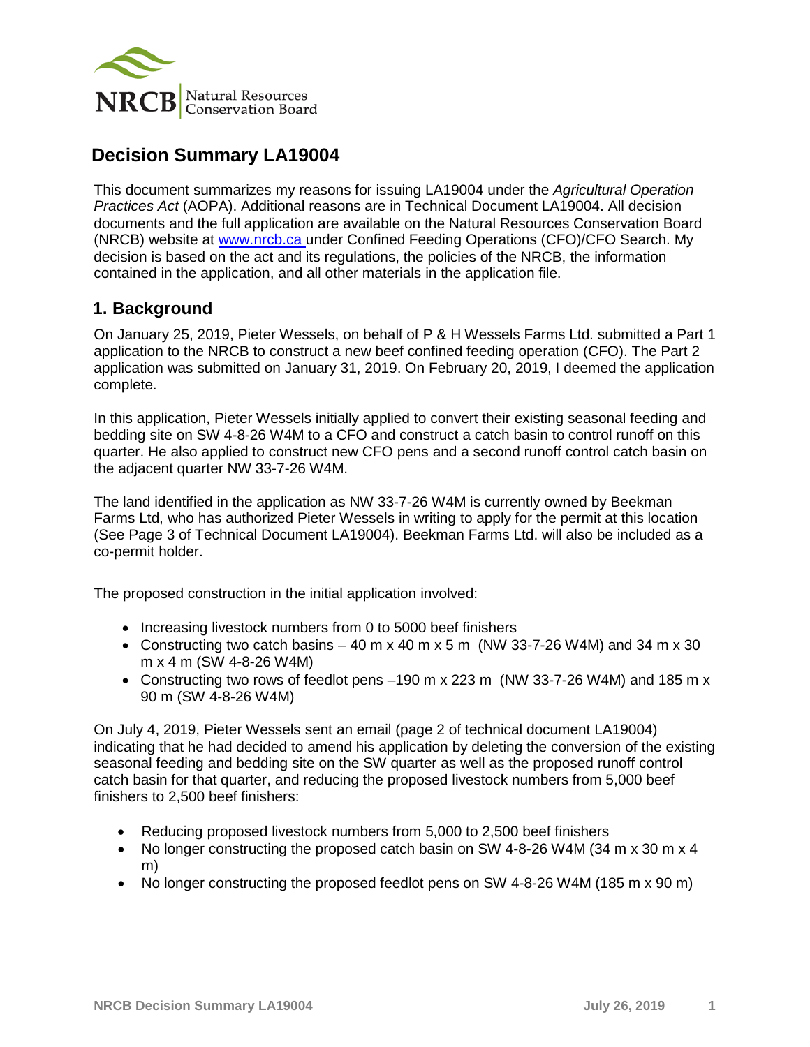# Decision Summary LA19004

This document summarizes my reasons for issuing LA19004 under the *Agricultural Operation Practices Act* (AOPA). Additional reasons are in Technical Document LA19004. All decision documents and the full application are available on the Natural Resources Conservation Board (NRCB) website at www.nrcb.ca under Confined Feeding Operations (CFO)/CFO Search. My decision is based on the act and its regulations, the policies of the NRCB, the information contained in the application, and all other materials in the application file.

## 1. Background

On January 25, 2019, Pieter Wessels, on behalf of P & H Wessels Farms Ltd. submitted a Part 1 application to the NRCB to construct a new beef confined feeding operation (CFO). The Part 2 application was submitted on January 31, 2019. On February 20, 2019, I deemed the application complete.

In this application, Pieter Wessels initially applied to convert their existing seasonal feeding and bedding site on SW 4-8-26 W4M to a CFO and construct a catch basin to control runoff on this quarter. He also applied to construct new CFO pens and a second runoff control catch basin on the adjacent quarter NW 33-7-26 W4M.

The land identified in the application as NW 33-7-26 W4M is currently owned by Beekman Farms Ltd, who has authorized Pieter Wessels in writing to apply for the permit at this location (See Page 3 of Technical Document LA19004). Beekman Farms Ltd. will also be included as a co-permit holder.

The proposed construction in the initial application involved:

- Increasing livestock numbers from 0 to 5000 beef finishers
- Constructing two catch basins – 40 m x 40 m x 5 m (NW 33-7-26 W4M) and 34 m x 30 m x 4 m (SW 4-8-26 W4M)
- Constructing two rows of feedlot pens –190 m x 223 m (NW 33-7-26 W4M) and 185 m x 90 m (SW 4-8-26 W4M)

On July 4, 2019, Pieter Wessels sent an email (page 2 of technical document LA19004) indicating that he had decided to amend his application by deleting the conversion of the existing seasonal feeding and bedding site on the SW quarter as well as the proposed runoff control catch basin for that quarter, and reducing the proposed livestock numbers from 5,000 beef finishers to 2,500 beef finishers:

- Reducing proposed livestock numbers from 5,000 to 2,500 beef finishers
- No longer constructing the proposed catch basin on SW 4-8-26 W4M (34 m x 30 m x 4 m)
- No longer constructing the proposed feedlot pens on SW 4-8-26 W4M (185 m x 90 m)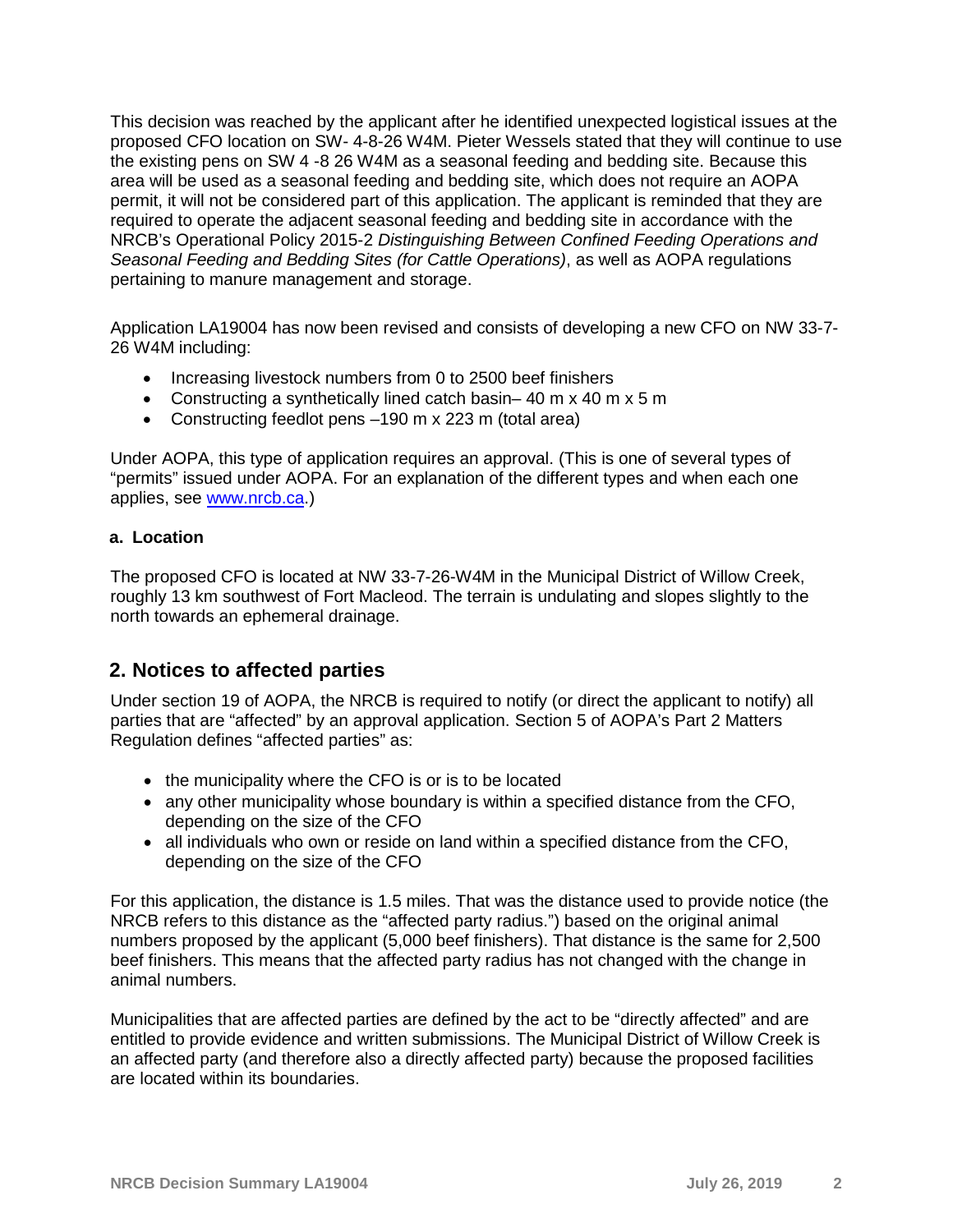This decision was reached by the applicant after he identified unexpected logistical issues at the proposed CFO location on SW- 4-8-26 W4M. Pieter Wessels stated that they will continue to use the existing pens on SW 4 -8 26 W4M as a seasonal feeding and bedding site. Because this area will be used as a seasonal feeding and bedding site, which does not require an AOPA permit, it will not be considered part of this application. The applicant is reminded that they are required to operate the adjacent seasonal feeding and bedding site in accordance with the NRCB's Operational Policy 2015-2 *Distinguishing Between Confined Feeding Operations and Seasonal Feeding and Bedding Sites (for Cattle Operations)*, as well as AOPA regulations pertaining to manure management and storage.

Application LA19004 has now been revised and consists of developing a new CFO on NW 33-7-26 W4M including:

- Increasing livestock numbers from 0 to 2500 beef finishers
- Constructing a synthetically lined catch basin– 40 m x 40 m x 5 m
- Constructing feedlot pens –190 m x 223 m (total area)

Under AOPA, this type of application requires an approval. (This is one of several types of "permits" issued under AOPA. For an explanation of the different types and when each one applies, see www.nrcb.ca.)

### a. Location

The proposed CFO is located at NW 33-7-26-W4M in the Municipal District of Willow Creek, roughly 13 km southwest of Fort Macleod. The terrain is undulating and slopes slightly to the north towards an ephemeral drainage.

## 2. Notices to affected parties

Under section 19 of AOPA, the NRCB is required to notify (or direct the applicant to notify) all parties that are "affected" by an approval application. Section 5 of AOPA's Part 2 Matters Regulation defines "affected parties" as:

- the municipality where the CFO is or is to be located
- any other municipality whose boundary is within a specified distance from the CFO, depending on the size of the CFO
- all individuals who own or reside on land within a specified distance from the CFO, depending on the size of the CFO

For this application, the distance is 1.5 miles. That was the distance used to provide notice (the NRCB refers to this distance as the "affected party radius.") based on the original animal numbers proposed by the applicant (5,000 beef finishers). That distance is the same for 2,500 beef finishers. This means that the affected party radius has not changed with the change in animal numbers.

Municipalities that are affected parties are defined by the act to be "directly affected" and are entitled to provide evidence and written submissions. The Municipal District of Willow Creek is an affected party (and therefore also a directly affected party) because the proposed facilities are located within its boundaries.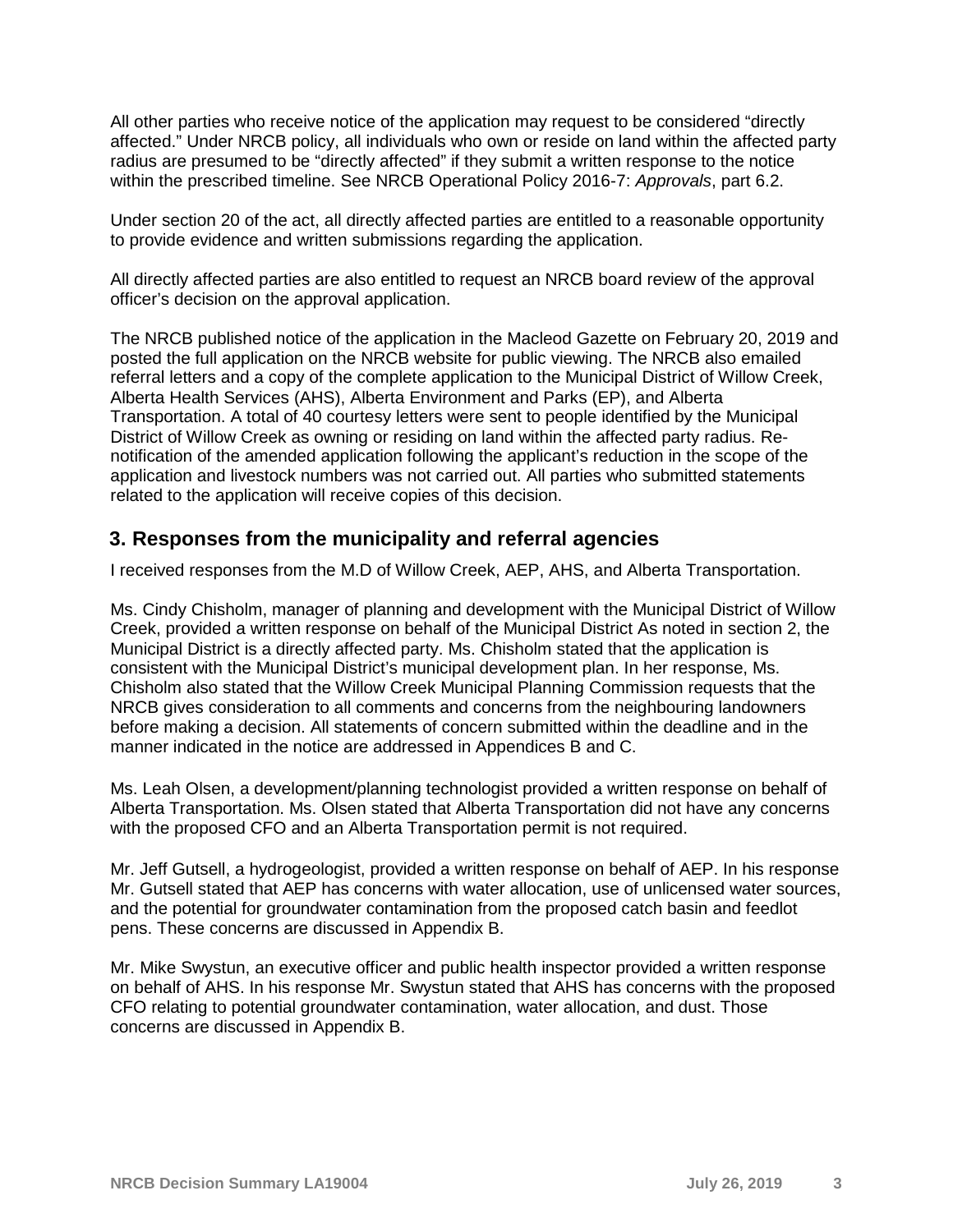All other parties who receive notice of the application may request to be considered "directly affected." Under NRCB policy, all individuals who own or reside on land within the affected party radius are presumed to be "directly affected" if they submit a written response to the notice within the prescribed timeline. See NRCB Operational Policy 2016-7: *Approvals*, part 6.2.

Under section 20 of the act, all directly affected parties are entitled to a reasonable opportunity to provide evidence and written submissions regarding the application.

All directly affected parties are also entitled to request an NRCB board review of the approval officer's decision on the approval application.

The NRCB published notice of the application in the Macleod Gazette on February 20, 2019 and posted the full application on the NRCB website for public viewing. The NRCB also emailed referral letters and a copy of the complete application to the Municipal District of Willow Creek, Alberta Health Services (AHS), Alberta Environment and Parks (EP), and Alberta Transportation. A total of 40 courtesy letters were sent to people identified by the Municipal District of Willow Creek as owning or residing on land within the affected party radius. Re-notification of the amended application following the applicant's reduction in the scope of the application and livestock numbers was not carried out. All parties who submitted statements related to the application will receive copies of this decision.

## 3. Responses from the municipality and referral agencies

I received responses from the M.D of Willow Creek, AEP, AHS, and Alberta Transportation.

Ms. Cindy Chisholm, manager of planning and development with the Municipal District of Willow Creek, provided a written response on behalf of the Municipal District As noted in section 2, the Municipal District is a directly affected party. Ms. Chisholm stated that the application is consistent with the Municipal District's municipal development plan. In her response, Ms. Chisholm also stated that the Willow Creek Municipal Planning Commission requests that the NRCB gives consideration to all comments and concerns from the neighbouring landowners before making a decision. All statements of concern submitted within the deadline and in the manner indicated in the notice are addressed in Appendices B and C.

Ms. Leah Olsen, a development/planning technologist provided a written response on behalf of Alberta Transportation. Ms. Olsen stated that Alberta Transportation did not have any concerns with the proposed CFO and an Alberta Transportation permit is not required.

Mr. Jeff Gutsell, a hydrogeologist, provided a written response on behalf of AEP. In his response Mr. Gutsell stated that AEP has concerns with water allocation, use of unlicensed water sources, and the potential for groundwater contamination from the proposed catch basin and feedlot pens. These concerns are discussed in Appendix B.

Mr. Mike Swystun, an executive officer and public health inspector provided a written response on behalf of AHS. In his response Mr. Swystun stated that AHS has concerns with the proposed CFO relating to potential groundwater contamination, water allocation, and dust. Those concerns are discussed in Appendix B.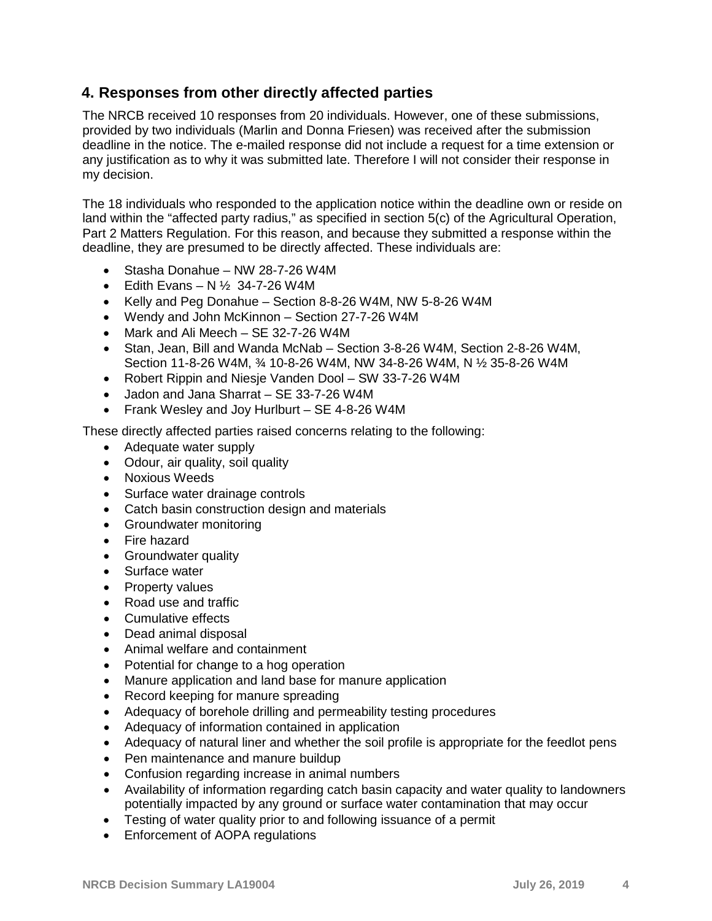## 4. Responses from other directly affected parties

The NRCB received 10 responses from 20 individuals. However, one of these submissions, provided by two individuals (Marlin and Donna Friesen) was received after the submission deadline in the notice. The e-mailed response did not include a request for a time extension or any justification as to why it was submitted late. Therefore I will not consider their response in my decision.

The 18 individuals who responded to the application notice within the deadline own or reside on land within the "affected party radius," as specified in section 5(c) of the Agricultural Operation, Part 2 Matters Regulation. For this reason, and because they submitted a response within the deadline, they are presumed to be directly affected. These individuals are:

- Stasha Donahue – NW 28-7-26 W4M
- Edith Evans – N ½ 34-7-26 W4M
- Kelly and Peg Donahue – Section 8-8-26 W4M, NW 5-8-26 W4M
- Wendy and John McKinnon – Section 27-7-26 W4M
- Mark and Ali Meech – SE 32-7-26 W4M
- Stan, Jean, Bill and Wanda McNab – Section 3-8-26 W4M, Section 2-8-26 W4M, Section 11-8-26 W4M, ¾ 10-8-26 W4M, NW 34-8-26 W4M, N ½ 35-8-26 W4M
- Robert Rippin and Niesje Vanden Dool – SW 33-7-26 W4M
- Jadon and Jana Sharrat – SE 33-7-26 W4M
- Frank Wesley and Joy Hurlburt – SE 4-8-26 W4M

These directly affected parties raised concerns relating to the following:

- Adequate water supply
- Odour, air quality, soil quality
- Noxious Weeds
- Surface water drainage controls
- Catch basin construction design and materials
- Groundwater monitoring
- Fire hazard
- Groundwater quality
- Surface water
- Property values
- Road use and traffic
- Cumulative effects
- Dead animal disposal
- Animal welfare and containment
- Potential for change to a hog operation
- Manure application and land base for manure application
- Record keeping for manure spreading
- Adequacy of borehole drilling and permeability testing procedures
- Adequacy of information contained in application
- Adequacy of natural liner and whether the soil profile is appropriate for the feedlot pens
- Pen maintenance and manure buildup
- Confusion regarding increase in animal numbers
- Availability of information regarding catch basin capacity and water quality to landowners potentially impacted by any ground or surface water contamination that may occur
- Testing of water quality prior to and following issuance of a permit
- Enforcement of AOPA regulations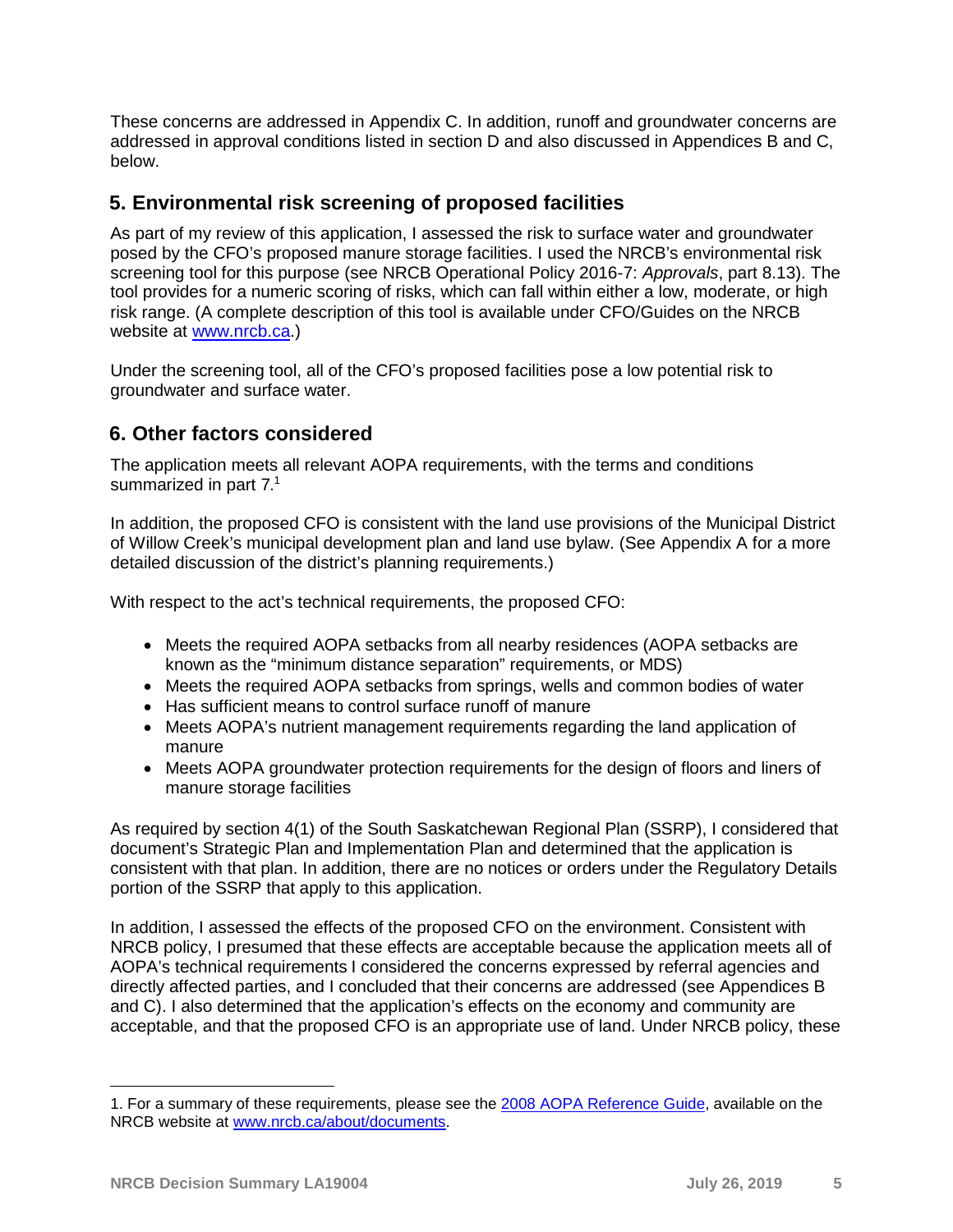These concerns are addressed in Appendix C. In addition, runoff and groundwater concerns are addressed in approval conditions listed in section D and also discussed in Appendices B and C, below.

## 5. Environmental risk screening of proposed facilities

As part of my review of this application, I assessed the risk to surface water and groundwater posed by the CFO's proposed manure storage facilities. I used the NRCB's environmental risk screening tool for this purpose (see NRCB Operational Policy 2016-7: *Approvals*, part 8.13). The tool provides for a numeric scoring of risks, which can fall within either a low, moderate, or high risk range. (A complete description of this tool is available under CFO/Guides on the NRCB website at [www.nrcb.ca](www.nrcb.ca).)

Under the screening tool, all of the CFO's proposed facilities pose a low potential risk to groundwater and surface water.

## 6. Other factors considered

The application meets all relevant AOPA requirements, with the terms and conditions summarized in part 7.[1]

In addition, the proposed CFO is consistent with the land use provisions of the Municipal District of Willow Creek's municipal development plan and land use bylaw. (See Appendix A for a more detailed discussion of the district's planning requirements.)

With respect to the act's technical requirements, the proposed CFO:

- Meets the required AOPA setbacks from all nearby residences (AOPA setbacks are known as the "minimum distance separation" requirements, or MDS)
- Meets the required AOPA setbacks from springs, wells and common bodies of water
- Has sufficient means to control surface runoff of manure
- Meets AOPA's nutrient management requirements regarding the land application of manure
- Meets AOPA groundwater protection requirements for the design of floors and liners of manure storage facilities

As required by section 4(1) of the South Saskatchewan Regional Plan (SSRP), I considered that document's Strategic Plan and Implementation Plan and determined that the application is consistent with that plan. In addition, there are no notices or orders under the Regulatory Details portion of the SSRP that apply to this application.

In addition, I assessed the effects of the proposed CFO on the environment. Consistent with NRCB policy, I presumed that these effects are acceptable because the application meets all of AOPA's technical requirements I considered the concerns expressed by referral agencies and directly affected parties, and I concluded that their concerns are addressed (see Appendices B and C). I also determined that the application's effects on the economy and community are acceptable, and that the proposed CFO is an appropriate use of land. Under NRCB policy, these

---

1. For a summary of these requirements, please see the [2008 AOPA Reference Guide](2008 AOPA Reference Guide), available on the NRCB website at [www.nrcb.ca/about/documents](www.nrcb.ca/about/documents).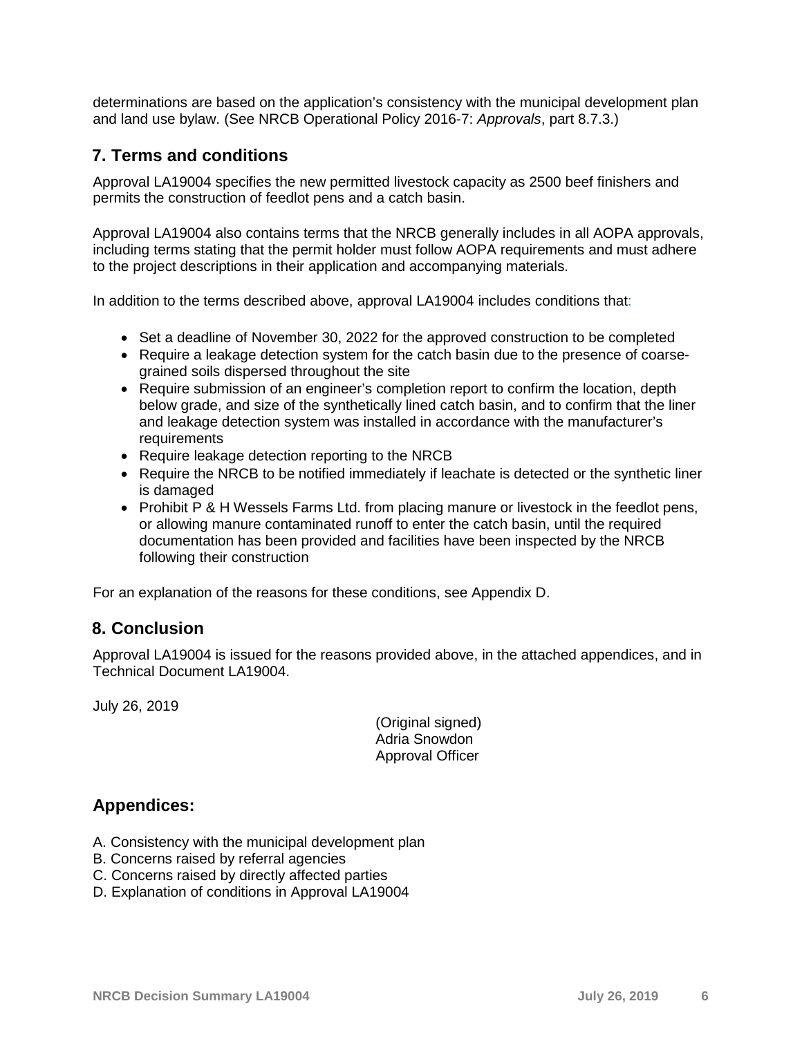determinations are based on the application's consistency with the municipal development plan and land use bylaw. (See NRCB Operational Policy 2016-7: *Approvals*, part 8.7.3.)

## 7. Terms and conditions

Approval LA19004 specifies the new permitted livestock capacity as 2500 beef finishers and permits the construction of feedlot pens and a catch basin.

Approval LA19004 also contains terms that the NRCB generally includes in all AOPA approvals, including terms stating that the permit holder must follow AOPA requirements and must adhere to the project descriptions in their application and accompanying materials.

In addition to the terms described above, approval LA19004 includes conditions that:

- Set a deadline of November 30, 2022 for the approved construction to be completed
- Require a leakage detection system for the catch basin due to the presence of coarse-grained soils dispersed throughout the site
- Require submission of an engineer's completion report to confirm the location, depth below grade, and size of the synthetically lined catch basin, and to confirm that the liner and leakage detection system was installed in accordance with the manufacturer's requirements
- Require leakage detection reporting to the NRCB
- Require the NRCB to be notified immediately if leachate is detected or the synthetic liner is damaged
- Prohibit P & H Wessels Farms Ltd. from placing manure or livestock in the feedlot pens, or allowing manure contaminated runoff to enter the catch basin, until the required documentation has been provided and facilities have been inspected by the NRCB following their construction

For an explanation of the reasons for these conditions, see Appendix D.

## 8. Conclusion

Approval LA19004 is issued for the reasons provided above, in the attached appendices, and in Technical Document LA19004.

July 26, 2019

(Original signed)
Adria Snowdon
Approval Officer

## Appendices:

A. Consistency with the municipal development plan
B. Concerns raised by referral agencies
C. Concerns raised by directly affected parties
D. Explanation of conditions in Approval LA19004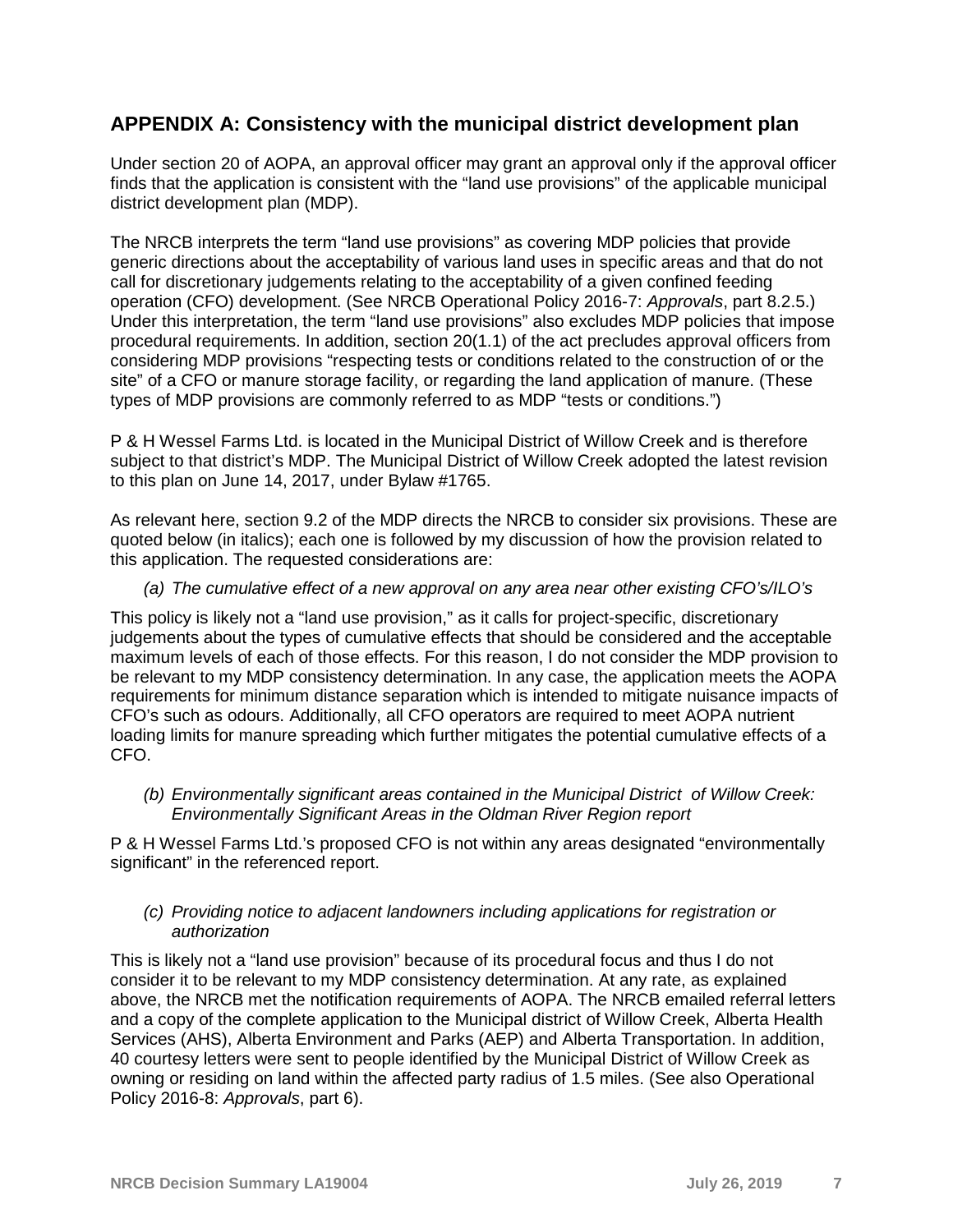## APPENDIX A: Consistency with the municipal district development plan

Under section 20 of AOPA, an approval officer may grant an approval only if the approval officer finds that the application is consistent with the "land use provisions" of the applicable municipal district development plan (MDP).

The NRCB interprets the term "land use provisions" as covering MDP policies that provide generic directions about the acceptability of various land uses in specific areas and that do not call for discretionary judgements relating to the acceptability of a given confined feeding operation (CFO) development. (See NRCB Operational Policy 2016-7: *Approvals*, part 8.2.5.) Under this interpretation, the term "land use provisions" also excludes MDP policies that impose procedural requirements. In addition, section 20(1.1) of the act precludes approval officers from considering MDP provisions "respecting tests or conditions related to the construction of or the site" of a CFO or manure storage facility, or regarding the land application of manure. (These types of MDP provisions are commonly referred to as MDP "tests or conditions.")

P & H Wessel Farms Ltd. is located in the Municipal District of Willow Creek and is therefore subject to that district's MDP. The Municipal District of Willow Creek adopted the latest revision to this plan on June 14, 2017, under Bylaw #1765.

As relevant here, section 9.2 of the MDP directs the NRCB to consider six provisions. These are quoted below (in italics); each one is followed by my discussion of how the provision related to this application. The requested considerations are:

(a) *The cumulative effect of a new approval on any area near other existing CFO's/ILO's*

This policy is likely not a "land use provision," as it calls for project-specific, discretionary judgements about the types of cumulative effects that should be considered and the acceptable maximum levels of each of those effects. For this reason, I do not consider the MDP provision to be relevant to my MDP consistency determination. In any case, the application meets the AOPA requirements for minimum distance separation which is intended to mitigate nuisance impacts of CFO's such as odours. Additionally, all CFO operators are required to meet AOPA nutrient loading limits for manure spreading which further mitigates the potential cumulative effects of a CFO.

(b) *Environmentally significant areas contained in the Municipal District of Willow Creek: Environmentally Significant Areas in the Oldman River Region report*

P & H Wessel Farms Ltd.'s proposed CFO is not within any areas designated "environmentally significant" in the referenced report.

(c) *Providing notice to adjacent landowners including applications for registration or authorization*

This is likely not a "land use provision" because of its procedural focus and thus I do not consider it to be relevant to my MDP consistency determination. At any rate, as explained above, the NRCB met the notification requirements of AOPA. The NRCB emailed referral letters and a copy of the complete application to the Municipal district of Willow Creek, Alberta Health Services (AHS), Alberta Environment and Parks (AEP) and Alberta Transportation. In addition, 40 courtesy letters were sent to people identified by the Municipal District of Willow Creek as owning or residing on land within the affected party radius of 1.5 miles. (See also Operational Policy 2016-8: *Approvals*, part 6).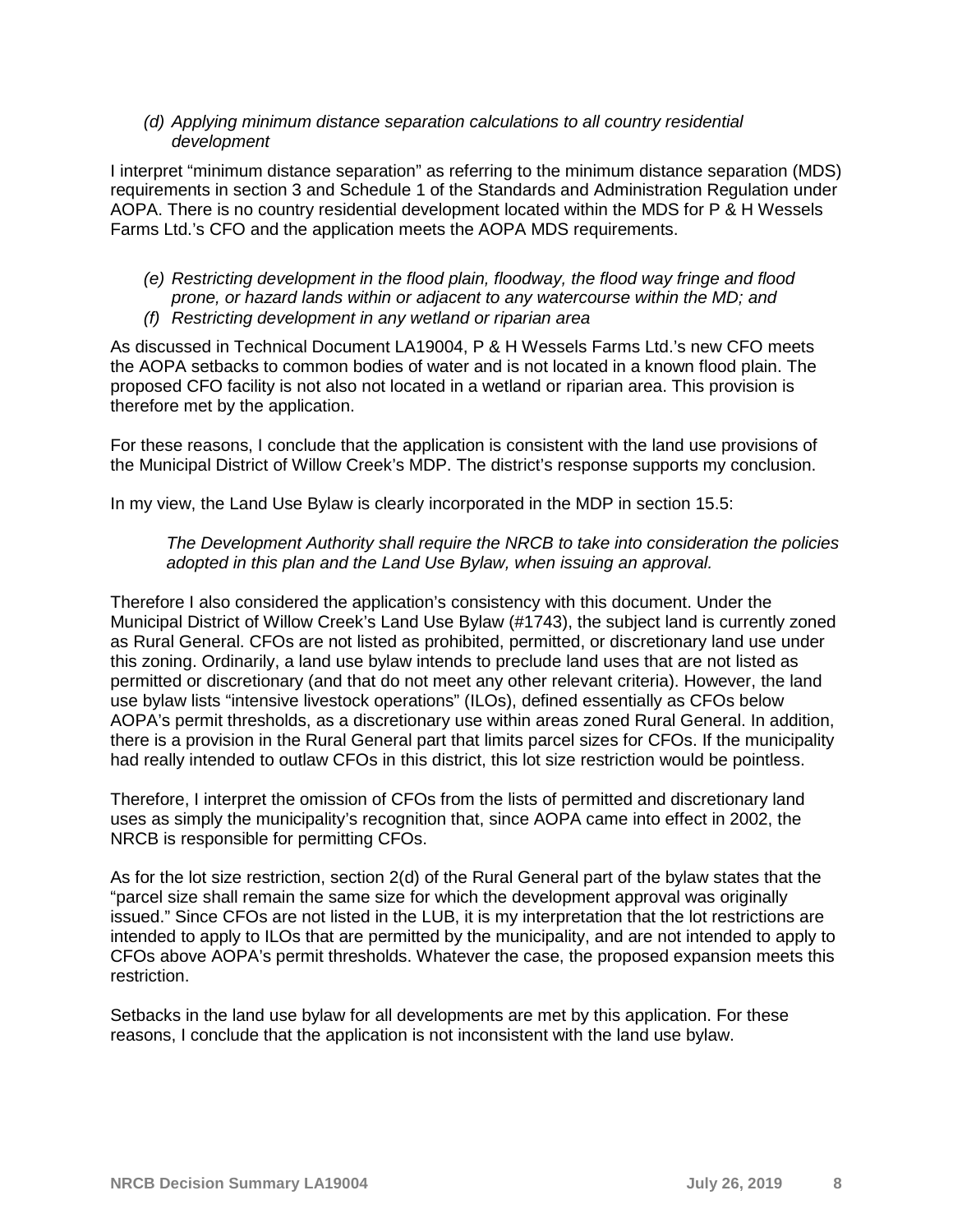*(d) Applying minimum distance separation calculations to all country residential development*

I interpret "minimum distance separation" as referring to the minimum distance separation (MDS) requirements in section 3 and Schedule 1 of the Standards and Administration Regulation under AOPA. There is no country residential development located within the MDS for P & H Wessels Farms Ltd.'s CFO and the application meets the AOPA MDS requirements.

*(e) Restricting development in the flood plain, floodway, the flood way fringe and flood prone, or hazard lands within or adjacent to any watercourse within the MD; and*

*(f) Restricting development in any wetland or riparian area*

As discussed in Technical Document LA19004, P & H Wessels Farms Ltd.'s new CFO meets the AOPA setbacks to common bodies of water and is not located in a known flood plain. The proposed CFO facility is not also not located in a wetland or riparian area. This provision is therefore met by the application.

For these reasons, I conclude that the application is consistent with the land use provisions of the Municipal District of Willow Creek's MDP. The district's response supports my conclusion.

In my view, the Land Use Bylaw is clearly incorporated in the MDP in section 15.5:

> *The Development Authority shall require the NRCB to take into consideration the policies adopted in this plan and the Land Use Bylaw, when issuing an approval.*

Therefore I also considered the application's consistency with this document. Under the Municipal District of Willow Creek's Land Use Bylaw (#1743), the subject land is currently zoned as Rural General. CFOs are not listed as prohibited, permitted, or discretionary land use under this zoning. Ordinarily, a land use bylaw intends to preclude land uses that are not listed as permitted or discretionary (and that do not meet any other relevant criteria). However, the land use bylaw lists "intensive livestock operations" (ILOs), defined essentially as CFOs below AOPA's permit thresholds, as a discretionary use within areas zoned Rural General. In addition, there is a provision in the Rural General part that limits parcel sizes for CFOs. If the municipality had really intended to outlaw CFOs in this district, this lot size restriction would be pointless.

Therefore, I interpret the omission of CFOs from the lists of permitted and discretionary land uses as simply the municipality's recognition that, since AOPA came into effect in 2002, the NRCB is responsible for permitting CFOs.

As for the lot size restriction, section 2(d) of the Rural General part of the bylaw states that the "parcel size shall remain the same size for which the development approval was originally issued." Since CFOs are not listed in the LUB, it is my interpretation that the lot restrictions are intended to apply to ILOs that are permitted by the municipality, and are not intended to apply to CFOs above AOPA's permit thresholds. Whatever the case, the proposed expansion meets this restriction.

Setbacks in the land use bylaw for all developments are met by this application. For these reasons, I conclude that the application is not inconsistent with the land use bylaw.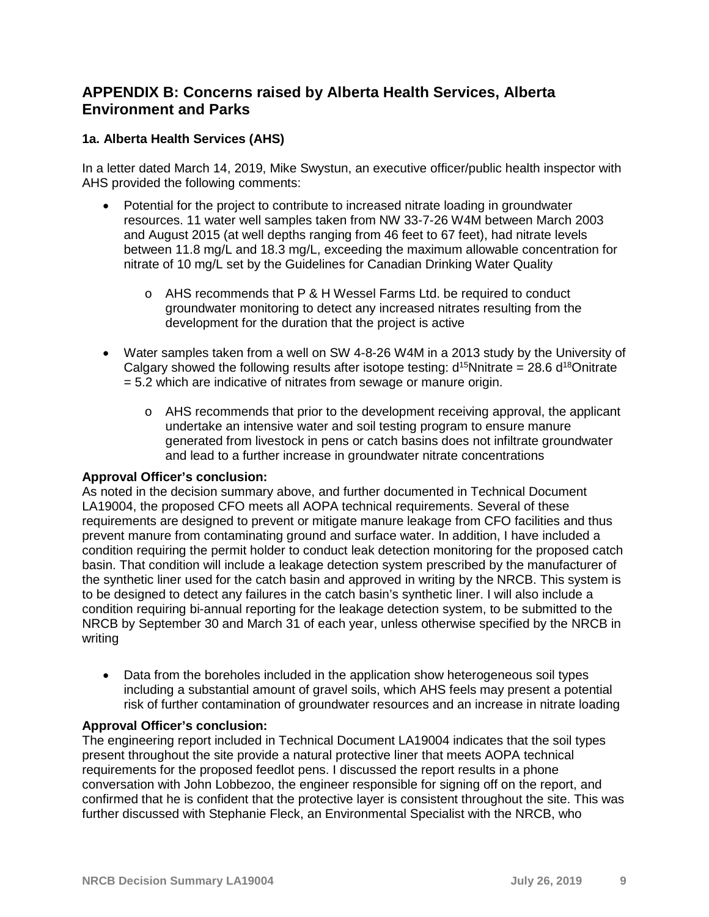## APPENDIX B: Concerns raised by Alberta Health Services, Alberta Environment and Parks

### 1a. Alberta Health Services (AHS)

In a letter dated March 14, 2019, Mike Swystun, an executive officer/public health inspector with AHS provided the following comments:

- Potential for the project to contribute to increased nitrate loading in groundwater resources. 11 water well samples taken from NW 33-7-26 W4M between March 2003 and August 2015 (at well depths ranging from 46 feet to 67 feet), had nitrate levels between 11.8 mg/L and 18.3 mg/L, exceeding the maximum allowable concentration for nitrate of 10 mg/L set by the Guidelines for Canadian Drinking Water Quality
  - AHS recommends that P & H Wessel Farms Ltd. be required to conduct groundwater monitoring to detect any increased nitrates resulting from the development for the duration that the project is active

- Water samples taken from a well on SW 4-8-26 W4M in a 2013 study by the University of Calgary showed the following results after isotope testing: $d^{15}$Nnitrate = 28.6 $d^{18}$Onitrate = 5.2 which are indicative of nitrates from sewage or manure origin.
  - AHS recommends that prior to the development receiving approval, the applicant undertake an intensive water and soil testing program to ensure manure generated from livestock in pens or catch basins does not infiltrate groundwater and lead to a further increase in groundwater nitrate concentrations

**Approval Officer's conclusion:**
As noted in the decision summary above, and further documented in Technical Document LA19004, the proposed CFO meets all AOPA technical requirements. Several of these requirements are designed to prevent or mitigate manure leakage from CFO facilities and thus prevent manure from contaminating ground and surface water. In addition, I have included a condition requiring the permit holder to conduct leak detection monitoring for the proposed catch basin. That condition will include a leakage detection system prescribed by the manufacturer of the synthetic liner used for the catch basin and approved in writing by the NRCB. This system is to be designed to detect any failures in the catch basin's synthetic liner. I will also include a condition requiring bi-annual reporting for the leakage detection system, to be submitted to the NRCB by September 30 and March 31 of each year, unless otherwise specified by the NRCB in writing

- Data from the boreholes included in the application show heterogeneous soil types including a substantial amount of gravel soils, which AHS feels may present a potential risk of further contamination of groundwater resources and an increase in nitrate loading

**Approval Officer's conclusion:**
The engineering report included in Technical Document LA19004 indicates that the soil types present throughout the site provide a natural protective liner that meets AOPA technical requirements for the proposed feedlot pens. I discussed the report results in a phone conversation with John Lobbezoo, the engineer responsible for signing off on the report, and confirmed that he is confident that the protective layer is consistent throughout the site. This was further discussed with Stephanie Fleck, an Environmental Specialist with the NRCB, who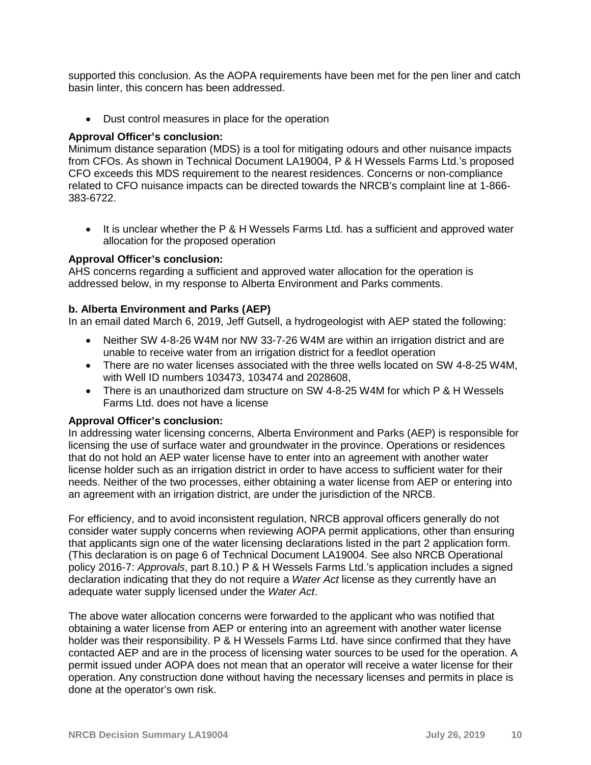supported this conclusion. As the AOPA requirements have been met for the pen liner and catch basin linter, this concern has been addressed.

- Dust control measures in place for the operation

**Approval Officer's conclusion:**
Minimum distance separation (MDS) is a tool for mitigating odours and other nuisance impacts from CFOs. As shown in Technical Document LA19004, P & H Wessels Farms Ltd.'s proposed CFO exceeds this MDS requirement to the nearest residences. Concerns or non-compliance related to CFO nuisance impacts can be directed towards the NRCB's complaint line at 1-866-383-6722.

- It is unclear whether the P & H Wessels Farms Ltd. has a sufficient and approved water allocation for the proposed operation

**Approval Officer's conclusion:**
AHS concerns regarding a sufficient and approved water allocation for the operation is addressed below, in my response to Alberta Environment and Parks comments.

**b. Alberta Environment and Parks (AEP)**
In an email dated March 6, 2019, Jeff Gutsell, a hydrogeologist with AEP stated the following:

- Neither SW 4-8-26 W4M nor NW 33-7-26 W4M are within an irrigation district and are unable to receive water from an irrigation district for a feedlot operation
- There are no water licenses associated with the three wells located on SW 4-8-25 W4M, with Well ID numbers 103473, 103474 and 2028608,
- There is an unauthorized dam structure on SW 4-8-25 W4M for which P & H Wessels Farms Ltd. does not have a license

**Approval Officer's conclusion:**
In addressing water licensing concerns, Alberta Environment and Parks (AEP) is responsible for licensing the use of surface water and groundwater in the province. Operations or residences that do not hold an AEP water license have to enter into an agreement with another water license holder such as an irrigation district in order to have access to sufficient water for their needs. Neither of the two processes, either obtaining a water license from AEP or entering into an agreement with an irrigation district, are under the jurisdiction of the NRCB.

For efficiency, and to avoid inconsistent regulation, NRCB approval officers generally do not consider water supply concerns when reviewing AOPA permit applications, other than ensuring that applicants sign one of the water licensing declarations listed in the part 2 application form. (This declaration is on page 6 of Technical Document LA19004. See also NRCB Operational policy 2016-7: *Approvals*, part 8.10.) P & H Wessels Farms Ltd.'s application includes a signed declaration indicating that they do not require a *Water Act* license as they currently have an adequate water supply licensed under the *Water Act*.

The above water allocation concerns were forwarded to the applicant who was notified that obtaining a water license from AEP or entering into an agreement with another water license holder was their responsibility. P & H Wessels Farms Ltd. have since confirmed that they have contacted AEP and are in the process of licensing water sources to be used for the operation. A permit issued under AOPA does not mean that an operator will receive a water license for their operation. Any construction done without having the necessary licenses and permits in place is done at the operator's own risk.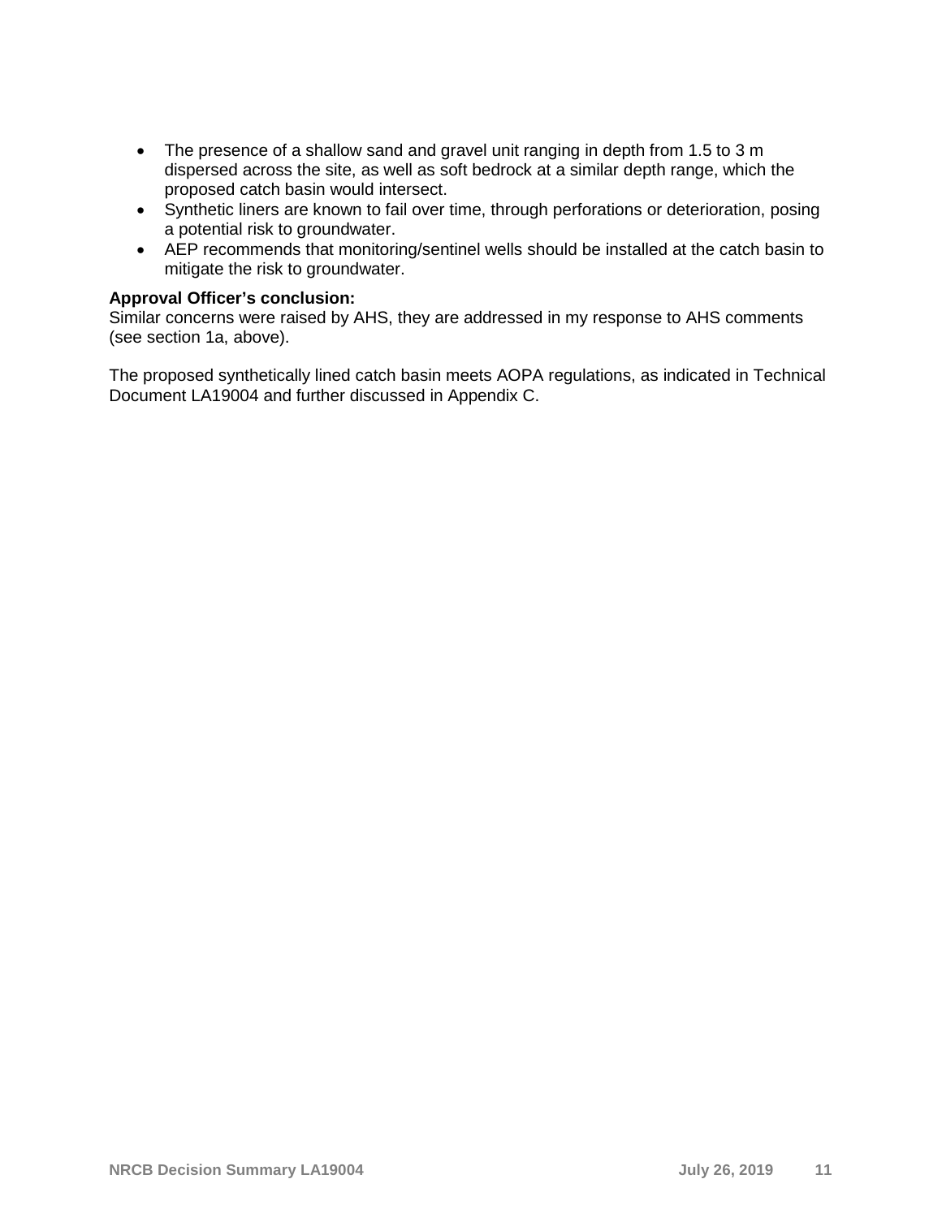- The presence of a shallow sand and gravel unit ranging in depth from 1.5 to 3 m dispersed across the site, as well as soft bedrock at a similar depth range, which the proposed catch basin would intersect.
- Synthetic liners are known to fail over time, through perforations or deterioration, posing a potential risk to groundwater.
- AEP recommends that monitoring/sentinel wells should be installed at the catch basin to mitigate the risk to groundwater.

**Approval Officer's conclusion:**
Similar concerns were raised by AHS, they are addressed in my response to AHS comments (see section 1a, above).

The proposed synthetically lined catch basin meets AOPA regulations, as indicated in Technical Document LA19004 and further discussed in Appendix C.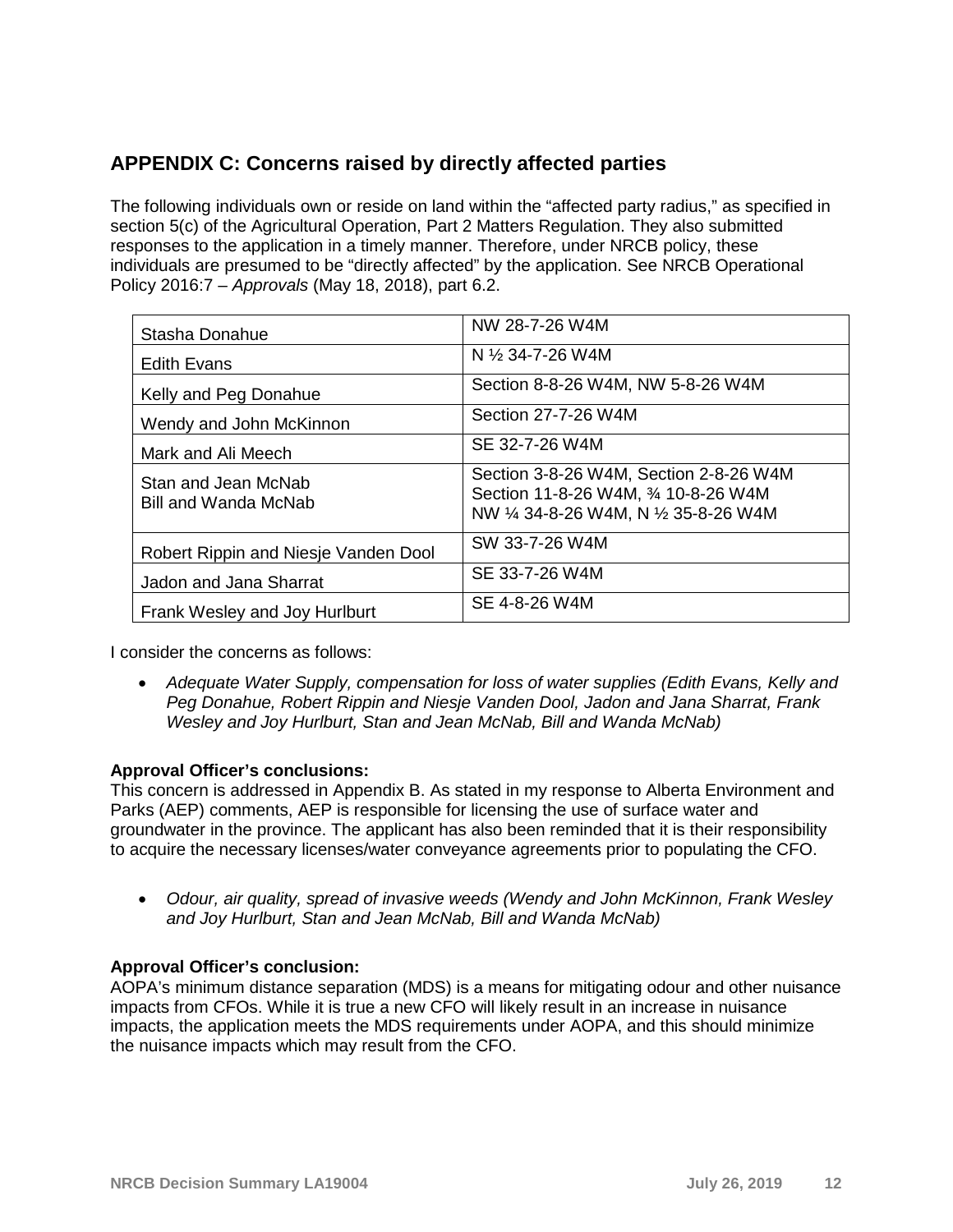## APPENDIX C: Concerns raised by directly affected parties

The following individuals own or reside on land within the "affected party radius," as specified in section 5(c) of the Agricultural Operation, Part 2 Matters Regulation. They also submitted responses to the application in a timely manner. Therefore, under NRCB policy, these individuals are presumed to be "directly affected" by the application. See NRCB Operational Policy 2016:7 – *Approvals* (May 18, 2018), part 6.2.

| | |
|---|---|
| Stasha Donahue | NW 28-7-26 W4M |
| Edith Evans | N ½ 34-7-26 W4M |
| Kelly and Peg Donahue | Section 8-8-26 W4M, NW 5-8-26 W4M |
| Wendy and John McKinnon | Section 27-7-26 W4M |
| Mark and Ali Meech | SE 32-7-26 W4M |
| Stan and Jean McNab<br>Bill and Wanda McNab | Section 3-8-26 W4M, Section 2-8-26 W4M<br>Section 11-8-26 W4M, ¾ 10-8-26 W4M<br>NW ¼ 34-8-26 W4M, N ½ 35-8-26 W4M |
| Robert Rippin and Niesje Vanden Dool | SW 33-7-26 W4M |
| Jadon and Jana Sharrat | SE 33-7-26 W4M |
| Frank Wesley and Joy Hurlburt | SE 4-8-26 W4M |

I consider the concerns as follows:

- *Adequate Water Supply, compensation for loss of water supplies (Edith Evans, Kelly and Peg Donahue, Robert Rippin and Niesje Vanden Dool, Jadon and Jana Sharrat, Frank Wesley and Joy Hurlburt, Stan and Jean McNab, Bill and Wanda McNab)*

**Approval Officer's conclusions:**
This concern is addressed in Appendix B. As stated in my response to Alberta Environment and Parks (AEP) comments, AEP is responsible for licensing the use of surface water and groundwater in the province. The applicant has also been reminded that it is their responsibility to acquire the necessary licenses/water conveyance agreements prior to populating the CFO.

- *Odour, air quality, spread of invasive weeds (Wendy and John McKinnon, Frank Wesley and Joy Hurlburt, Stan and Jean McNab, Bill and Wanda McNab)*

**Approval Officer's conclusion:**
AOPA's minimum distance separation (MDS) is a means for mitigating odour and other nuisance impacts from CFOs. While it is true a new CFO will likely result in an increase in nuisance impacts, the application meets the MDS requirements under AOPA, and this should minimize the nuisance impacts which may result from the CFO.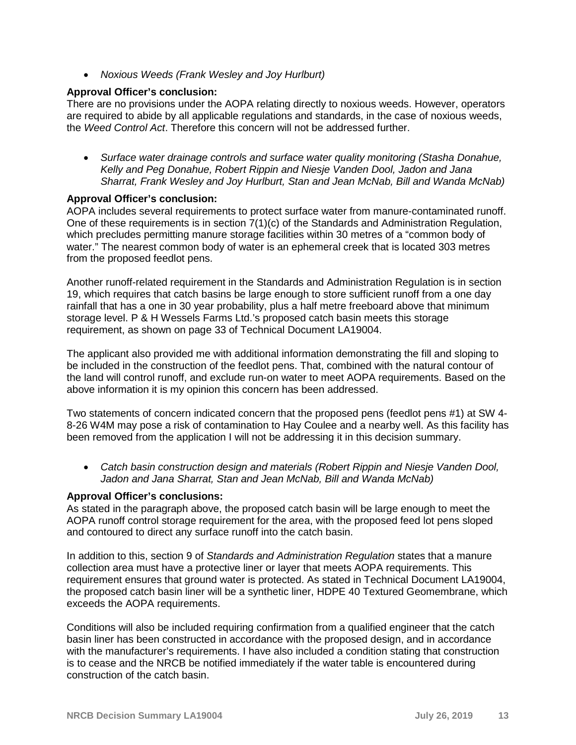- *Noxious Weeds (Frank Wesley and Joy Hurlburt)*

**Approval Officer's conclusion:**
There are no provisions under the AOPA relating directly to noxious weeds. However, operators are required to abide by all applicable regulations and standards, in the case of noxious weeds, the *Weed Control Act*. Therefore this concern will not be addressed further.

- *Surface water drainage controls and surface water quality monitoring (Stasha Donahue, Kelly and Peg Donahue, Robert Rippin and Niesje Vanden Dool, Jadon and Jana Sharrat, Frank Wesley and Joy Hurlburt, Stan and Jean McNab, Bill and Wanda McNab)*

**Approval Officer's conclusion:**
AOPA includes several requirements to protect surface water from manure-contaminated runoff. One of these requirements is in section 7(1)(c) of the Standards and Administration Regulation, which precludes permitting manure storage facilities within 30 metres of a "common body of water." The nearest common body of water is an ephemeral creek that is located 303 metres from the proposed feedlot pens.

Another runoff-related requirement in the Standards and Administration Regulation is in section 19, which requires that catch basins be large enough to store sufficient runoff from a one day rainfall that has a one in 30 year probability, plus a half metre freeboard above that minimum storage level. P & H Wessels Farms Ltd.'s proposed catch basin meets this storage requirement, as shown on page 33 of Technical Document LA19004.

The applicant also provided me with additional information demonstrating the fill and sloping to be included in the construction of the feedlot pens. That, combined with the natural contour of the land will control runoff, and exclude run-on water to meet AOPA requirements. Based on the above information it is my opinion this concern has been addressed.

Two statements of concern indicated concern that the proposed pens (feedlot pens #1) at SW 4-8-26 W4M may pose a risk of contamination to Hay Coulee and a nearby well. As this facility has been removed from the application I will not be addressing it in this decision summary.

- *Catch basin construction design and materials (Robert Rippin and Niesje Vanden Dool, Jadon and Jana Sharrat, Stan and Jean McNab, Bill and Wanda McNab)*

**Approval Officer's conclusions:**
As stated in the paragraph above, the proposed catch basin will be large enough to meet the AOPA runoff control storage requirement for the area, with the proposed feed lot pens sloped and contoured to direct any surface runoff into the catch basin.

In addition to this, section 9 of *Standards and Administration Regulation* states that a manure collection area must have a protective liner or layer that meets AOPA requirements. This requirement ensures that ground water is protected. As stated in Technical Document LA19004, the proposed catch basin liner will be a synthetic liner, HDPE 40 Textured Geomembrane, which exceeds the AOPA requirements.

Conditions will also be included requiring confirmation from a qualified engineer that the catch basin liner has been constructed in accordance with the proposed design, and in accordance with the manufacturer's requirements. I have also included a condition stating that construction is to cease and the NRCB be notified immediately if the water table is encountered during construction of the catch basin.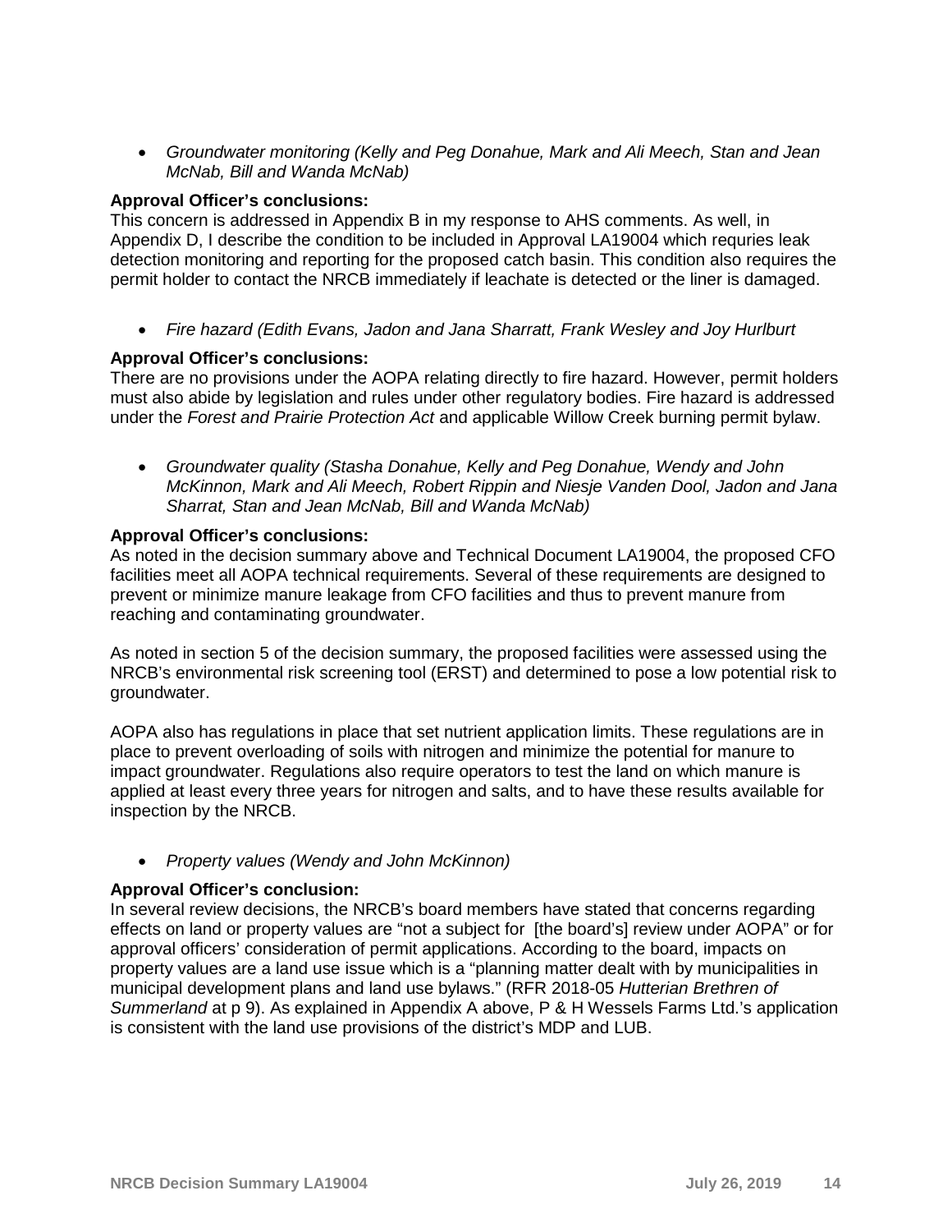- *Groundwater monitoring (Kelly and Peg Donahue, Mark and Ali Meech, Stan and Jean McNab, Bill and Wanda McNab)*

**Approval Officer's conclusions:**
This concern is addressed in Appendix B in my response to AHS comments. As well, in Appendix D, I describe the condition to be included in Approval LA19004 which requries leak detection monitoring and reporting for the proposed catch basin. This condition also requires the permit holder to contact the NRCB immediately if leachate is detected or the liner is damaged.

- *Fire hazard (Edith Evans, Jadon and Jana Sharratt, Frank Wesley and Joy Hurlburt*

**Approval Officer's conclusions:**
There are no provisions under the AOPA relating directly to fire hazard. However, permit holders must also abide by legislation and rules under other regulatory bodies. Fire hazard is addressed under the *Forest and Prairie Protection Act* and applicable Willow Creek burning permit bylaw.

- *Groundwater quality (Stasha Donahue, Kelly and Peg Donahue, Wendy and John McKinnon, Mark and Ali Meech, Robert Rippin and Niesje Vanden Dool, Jadon and Jana Sharrat, Stan and Jean McNab, Bill and Wanda McNab)*

**Approval Officer's conclusions:**
As noted in the decision summary above and Technical Document LA19004, the proposed CFO facilities meet all AOPA technical requirements. Several of these requirements are designed to prevent or minimize manure leakage from CFO facilities and thus to prevent manure from reaching and contaminating groundwater.

As noted in section 5 of the decision summary, the proposed facilities were assessed using the NRCB's environmental risk screening tool (ERST) and determined to pose a low potential risk to groundwater.

AOPA also has regulations in place that set nutrient application limits. These regulations are in place to prevent overloading of soils with nitrogen and minimize the potential for manure to impact groundwater. Regulations also require operators to test the land on which manure is applied at least every three years for nitrogen and salts, and to have these results available for inspection by the NRCB.

- *Property values (Wendy and John McKinnon)*

**Approval Officer's conclusion:**
In several review decisions, the NRCB's board members have stated that concerns regarding effects on land or property values are "not a subject for [the board's] review under AOPA" or for approval officers' consideration of permit applications. According to the board, impacts on property values are a land use issue which is a "planning matter dealt with by municipalities in municipal development plans and land use bylaws." (RFR 2018-05 *Hutterian Brethren of Summerland* at p 9). As explained in Appendix A above, P & H Wessels Farms Ltd.'s application is consistent with the land use provisions of the district's MDP and LUB.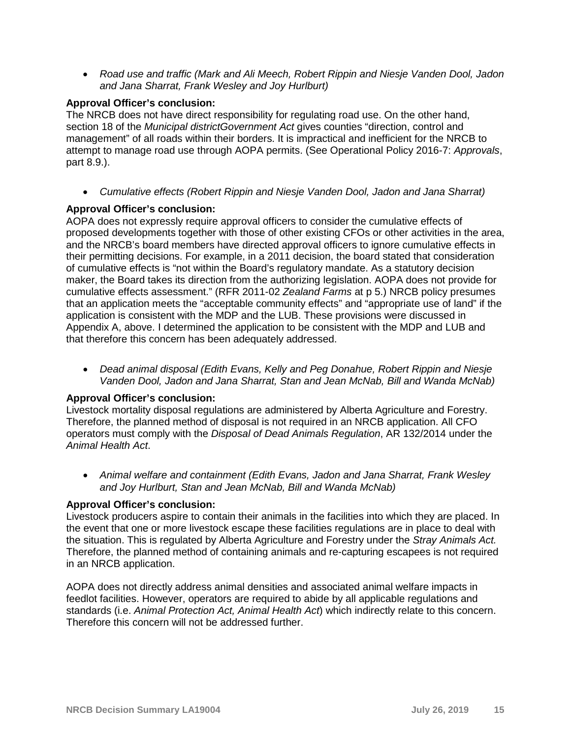- *Road use and traffic (Mark and Ali Meech, Robert Rippin and Niesje Vanden Dool, Jadon and Jana Sharrat, Frank Wesley and Joy Hurlburt)*

**Approval Officer's conclusion:**
The NRCB does not have direct responsibility for regulating road use. On the other hand, section 18 of the *Municipal districtGovernment Act* gives counties "direction, control and management" of all roads within their borders. It is impractical and inefficient for the NRCB to attempt to manage road use through AOPA permits. (See Operational Policy 2016-7: *Approvals*, part 8.9.).

- *Cumulative effects (Robert Rippin and Niesje Vanden Dool, Jadon and Jana Sharrat)*

**Approval Officer's conclusion:**
AOPA does not expressly require approval officers to consider the cumulative effects of proposed developments together with those of other existing CFOs or other activities in the area, and the NRCB's board members have directed approval officers to ignore cumulative effects in their permitting decisions. For example, in a 2011 decision, the board stated that consideration of cumulative effects is "not within the Board's regulatory mandate. As a statutory decision maker, the Board takes its direction from the authorizing legislation. AOPA does not provide for cumulative effects assessment." (RFR 2011-02 *Zealand Farms* at p 5.) NRCB policy presumes that an application meets the "acceptable community effects" and "appropriate use of land" if the application is consistent with the MDP and the LUB. These provisions were discussed in Appendix A, above. I determined the application to be consistent with the MDP and LUB and that therefore this concern has been adequately addressed.

- *Dead animal disposal (Edith Evans, Kelly and Peg Donahue, Robert Rippin and Niesje Vanden Dool, Jadon and Jana Sharrat, Stan and Jean McNab, Bill and Wanda McNab)*

**Approval Officer's conclusion:**
Livestock mortality disposal regulations are administered by Alberta Agriculture and Forestry. Therefore, the planned method of disposal is not required in an NRCB application. All CFO operators must comply with the *Disposal of Dead Animals Regulation*, AR 132/2014 under the *Animal Health Act*.

- *Animal welfare and containment (Edith Evans, Jadon and Jana Sharrat, Frank Wesley and Joy Hurlburt, Stan and Jean McNab, Bill and Wanda McNab)*

**Approval Officer's conclusion:**
Livestock producers aspire to contain their animals in the facilities into which they are placed. In the event that one or more livestock escape these facilities regulations are in place to deal with the situation. This is regulated by Alberta Agriculture and Forestry under the *Stray Animals Act.* Therefore, the planned method of containing animals and re-capturing escapees is not required in an NRCB application.

AOPA does not directly address animal densities and associated animal welfare impacts in feedlot facilities. However, operators are required to abide by all applicable regulations and standards (i.e. *Animal Protection Act, Animal Health Act*) which indirectly relate to this concern. Therefore this concern will not be addressed further.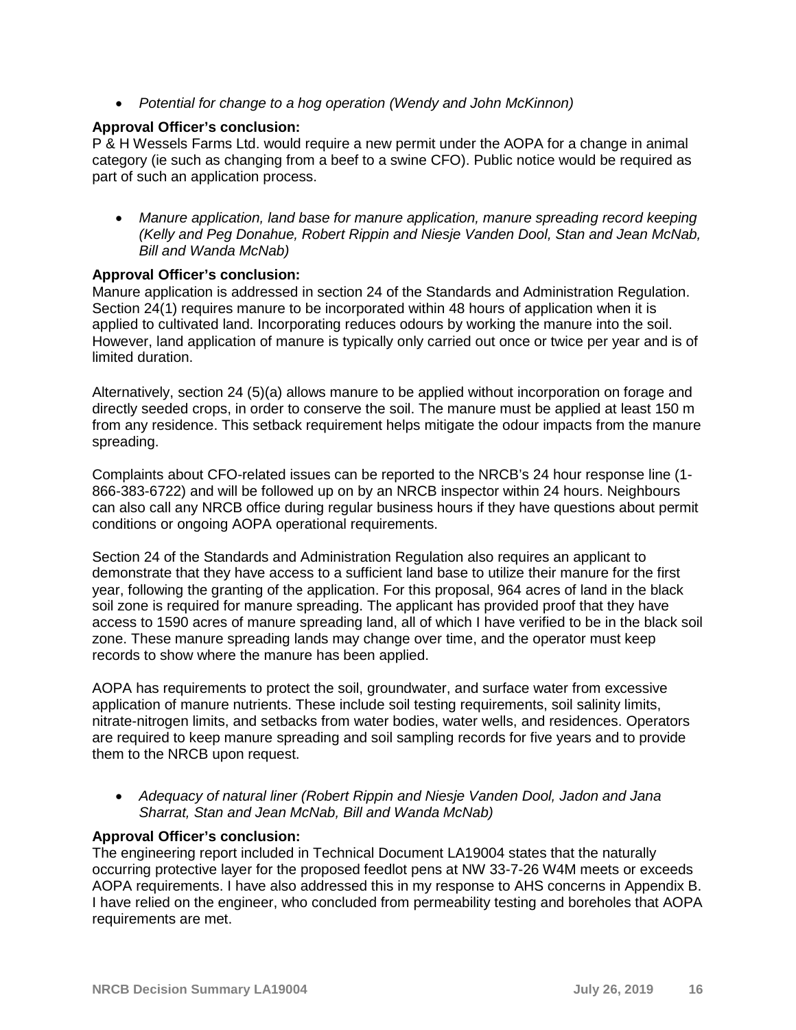- *Potential for change to a hog operation (Wendy and John McKinnon)*

**Approval Officer's conclusion:**
P & H Wessels Farms Ltd. would require a new permit under the AOPA for a change in animal category (ie such as changing from a beef to a swine CFO). Public notice would be required as part of such an application process.

- *Manure application, land base for manure application, manure spreading record keeping (Kelly and Peg Donahue, Robert Rippin and Niesje Vanden Dool, Stan and Jean McNab, Bill and Wanda McNab)*

**Approval Officer's conclusion:**
Manure application is addressed in section 24 of the Standards and Administration Regulation. Section 24(1) requires manure to be incorporated within 48 hours of application when it is applied to cultivated land. Incorporating reduces odours by working the manure into the soil. However, land application of manure is typically only carried out once or twice per year and is of limited duration.

Alternatively, section 24 (5)(a) allows manure to be applied without incorporation on forage and directly seeded crops, in order to conserve the soil. The manure must be applied at least 150 m from any residence. This setback requirement helps mitigate the odour impacts from the manure spreading.

Complaints about CFO-related issues can be reported to the NRCB's 24 hour response line (1-866-383-6722) and will be followed up on by an NRCB inspector within 24 hours. Neighbours can also call any NRCB office during regular business hours if they have questions about permit conditions or ongoing AOPA operational requirements.

Section 24 of the Standards and Administration Regulation also requires an applicant to demonstrate that they have access to a sufficient land base to utilize their manure for the first year, following the granting of the application. For this proposal, 964 acres of land in the black soil zone is required for manure spreading. The applicant has provided proof that they have access to 1590 acres of manure spreading land, all of which I have verified to be in the black soil zone. These manure spreading lands may change over time, and the operator must keep records to show where the manure has been applied.

AOPA has requirements to protect the soil, groundwater, and surface water from excessive application of manure nutrients. These include soil testing requirements, soil salinity limits, nitrate-nitrogen limits, and setbacks from water bodies, water wells, and residences. Operators are required to keep manure spreading and soil sampling records for five years and to provide them to the NRCB upon request.

- *Adequacy of natural liner (Robert Rippin and Niesje Vanden Dool, Jadon and Jana Sharrat, Stan and Jean McNab, Bill and Wanda McNab)*

**Approval Officer's conclusion:**
The engineering report included in Technical Document LA19004 states that the naturally occurring protective layer for the proposed feedlot pens at NW 33-7-26 W4M meets or exceeds AOPA requirements. I have also addressed this in my response to AHS concerns in Appendix B. I have relied on the engineer, who concluded from permeability testing and boreholes that AOPA requirements are met.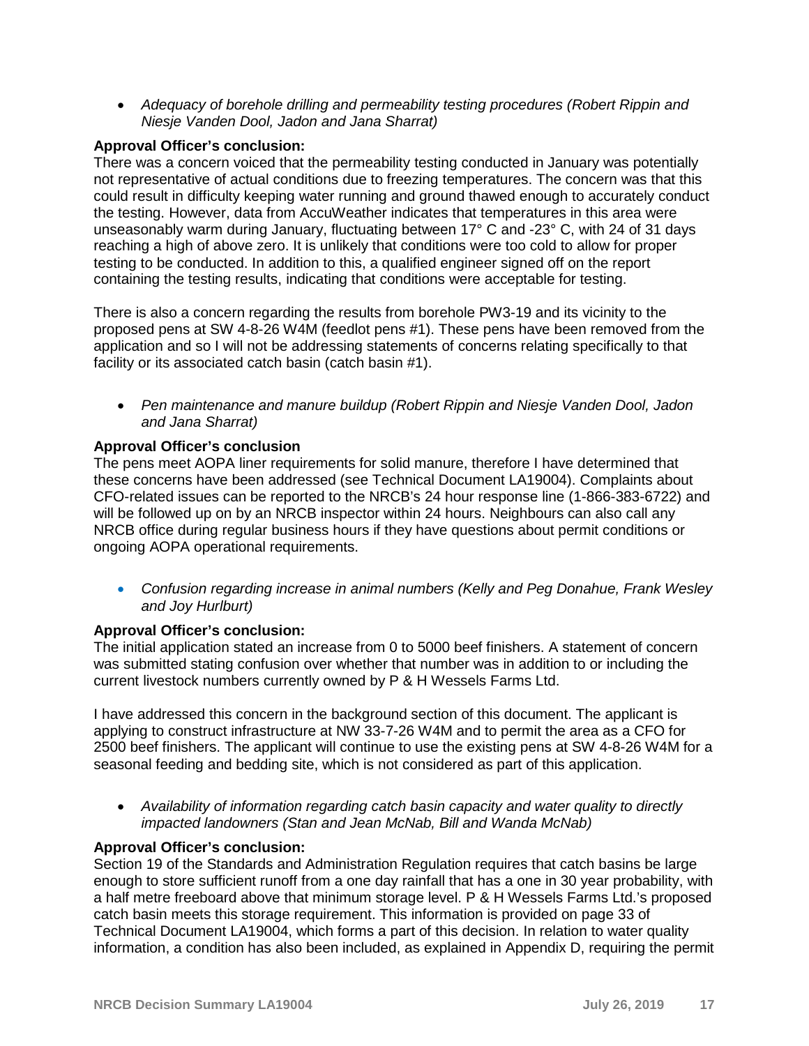- *Adequacy of borehole drilling and permeability testing procedures (Robert Rippin and Niesje Vanden Dool, Jadon and Jana Sharrat)*

**Approval Officer's conclusion:**

There was a concern voiced that the permeability testing conducted in January was potentially not representative of actual conditions due to freezing temperatures. The concern was that this could result in difficulty keeping water running and ground thawed enough to accurately conduct the testing. However, data from AccuWeather indicates that temperatures in this area were unseasonably warm during January, fluctuating between 17° C and -23° C, with 24 of 31 days reaching a high of above zero. It is unlikely that conditions were too cold to allow for proper testing to be conducted. In addition to this, a qualified engineer signed off on the report containing the testing results, indicating that conditions were acceptable for testing.

There is also a concern regarding the results from borehole PW3-19 and its vicinity to the proposed pens at SW 4-8-26 W4M (feedlot pens #1). These pens have been removed from the application and so I will not be addressing statements of concerns relating specifically to that facility or its associated catch basin (catch basin #1).

- *Pen maintenance and manure buildup (Robert Rippin and Niesje Vanden Dool, Jadon and Jana Sharrat)*

**Approval Officer's conclusion**

The pens meet AOPA liner requirements for solid manure, therefore I have determined that these concerns have been addressed (see Technical Document LA19004). Complaints about CFO-related issues can be reported to the NRCB's 24 hour response line (1-866-383-6722) and will be followed up on by an NRCB inspector within 24 hours. Neighbours can also call any NRCB office during regular business hours if they have questions about permit conditions or ongoing AOPA operational requirements.

- *Confusion regarding increase in animal numbers (Kelly and Peg Donahue, Frank Wesley and Joy Hurlburt)*

**Approval Officer's conclusion:**

The initial application stated an increase from 0 to 5000 beef finishers. A statement of concern was submitted stating confusion over whether that number was in addition to or including the current livestock numbers currently owned by P & H Wessels Farms Ltd.

I have addressed this concern in the background section of this document. The applicant is applying to construct infrastructure at NW 33-7-26 W4M and to permit the area as a CFO for 2500 beef finishers. The applicant will continue to use the existing pens at SW 4-8-26 W4M for a seasonal feeding and bedding site, which is not considered as part of this application.

- *Availability of information regarding catch basin capacity and water quality to directly impacted landowners (Stan and Jean McNab, Bill and Wanda McNab)*

**Approval Officer's conclusion:**

Section 19 of the Standards and Administration Regulation requires that catch basins be large enough to store sufficient runoff from a one day rainfall that has a one in 30 year probability, with a half metre freeboard above that minimum storage level. P & H Wessels Farms Ltd.'s proposed catch basin meets this storage requirement. This information is provided on page 33 of Technical Document LA19004, which forms a part of this decision. In relation to water quality information, a condition has also been included, as explained in Appendix D, requiring the permit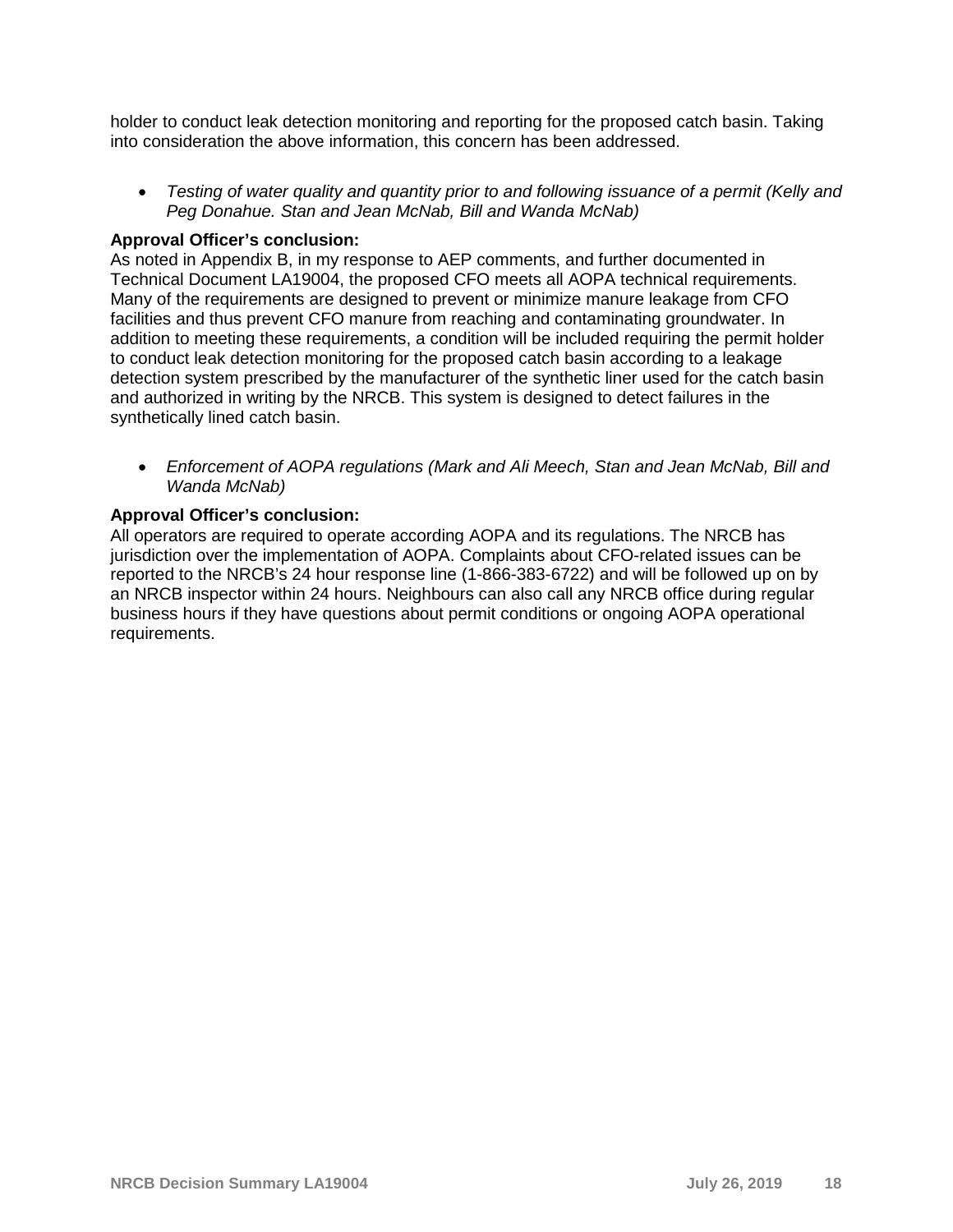holder to conduct leak detection monitoring and reporting for the proposed catch basin. Taking into consideration the above information, this concern has been addressed.

- *Testing of water quality and quantity prior to and following issuance of a permit (Kelly and Peg Donahue. Stan and Jean McNab, Bill and Wanda McNab)*

**Approval Officer's conclusion:**
As noted in Appendix B, in my response to AEP comments, and further documented in Technical Document LA19004, the proposed CFO meets all AOPA technical requirements. Many of the requirements are designed to prevent or minimize manure leakage from CFO facilities and thus prevent CFO manure from reaching and contaminating groundwater. In addition to meeting these requirements, a condition will be included requiring the permit holder to conduct leak detection monitoring for the proposed catch basin according to a leakage detection system prescribed by the manufacturer of the synthetic liner used for the catch basin and authorized in writing by the NRCB. This system is designed to detect failures in the synthetically lined catch basin.

- *Enforcement of AOPA regulations (Mark and Ali Meech, Stan and Jean McNab, Bill and Wanda McNab)*

**Approval Officer's conclusion:**
All operators are required to operate according AOPA and its regulations. The NRCB has jurisdiction over the implementation of AOPA. Complaints about CFO-related issues can be reported to the NRCB's 24 hour response line (1-866-383-6722) and will be followed up on by an NRCB inspector within 24 hours. Neighbours can also call any NRCB office during regular business hours if they have questions about permit conditions or ongoing AOPA operational requirements.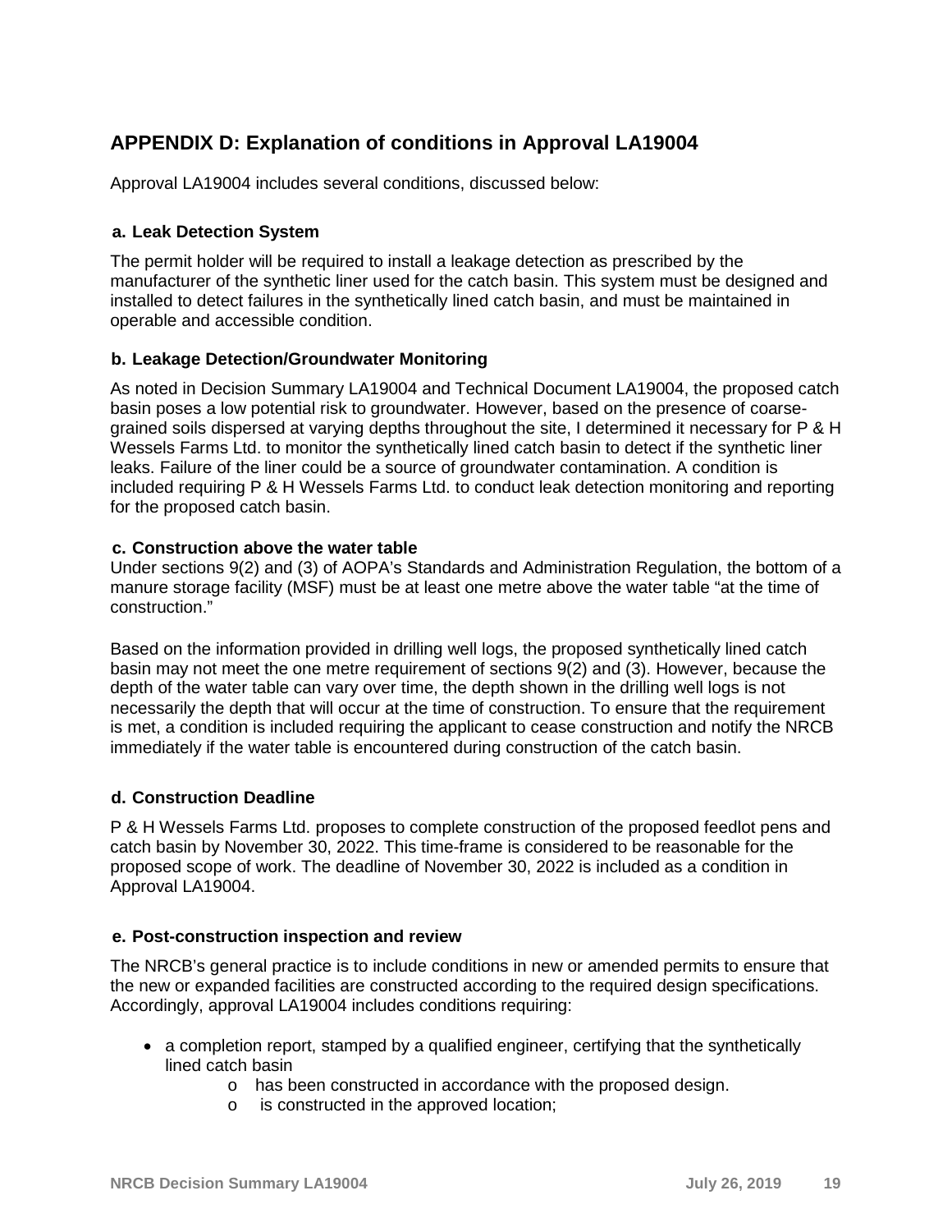## APPENDIX D: Explanation of conditions in Approval LA19004

Approval LA19004 includes several conditions, discussed below:

### a. Leak Detection System

The permit holder will be required to install a leakage detection as prescribed by the manufacturer of the synthetic liner used for the catch basin. This system must be designed and installed to detect failures in the synthetically lined catch basin, and must be maintained in operable and accessible condition.

### b. Leakage Detection/Groundwater Monitoring

As noted in Decision Summary LA19004 and Technical Document LA19004, the proposed catch basin poses a low potential risk to groundwater. However, based on the presence of coarse-grained soils dispersed at varying depths throughout the site, I determined it necessary for P & H Wessels Farms Ltd. to monitor the synthetically lined catch basin to detect if the synthetic liner leaks. Failure of the liner could be a source of groundwater contamination. A condition is included requiring P & H Wessels Farms Ltd. to conduct leak detection monitoring and reporting for the proposed catch basin.

### c. Construction above the water table

Under sections 9(2) and (3) of AOPA's Standards and Administration Regulation, the bottom of a manure storage facility (MSF) must be at least one metre above the water table "at the time of construction."

Based on the information provided in drilling well logs, the proposed synthetically lined catch basin may not meet the one metre requirement of sections 9(2) and (3). However, because the depth of the water table can vary over time, the depth shown in the drilling well logs is not necessarily the depth that will occur at the time of construction. To ensure that the requirement is met, a condition is included requiring the applicant to cease construction and notify the NRCB immediately if the water table is encountered during construction of the catch basin.

### d. Construction Deadline

P & H Wessels Farms Ltd. proposes to complete construction of the proposed feedlot pens and catch basin by November 30, 2022. This time-frame is considered to be reasonable for the proposed scope of work. The deadline of November 30, 2022 is included as a condition in Approval LA19004.

### e. Post-construction inspection and review

The NRCB's general practice is to include conditions in new or amended permits to ensure that the new or expanded facilities are constructed according to the required design specifications. Accordingly, approval LA19004 includes conditions requiring:

- a completion report, stamped by a qualified engineer, certifying that the synthetically lined catch basin
  - has been constructed in accordance with the proposed design.
  - is constructed in the approved location;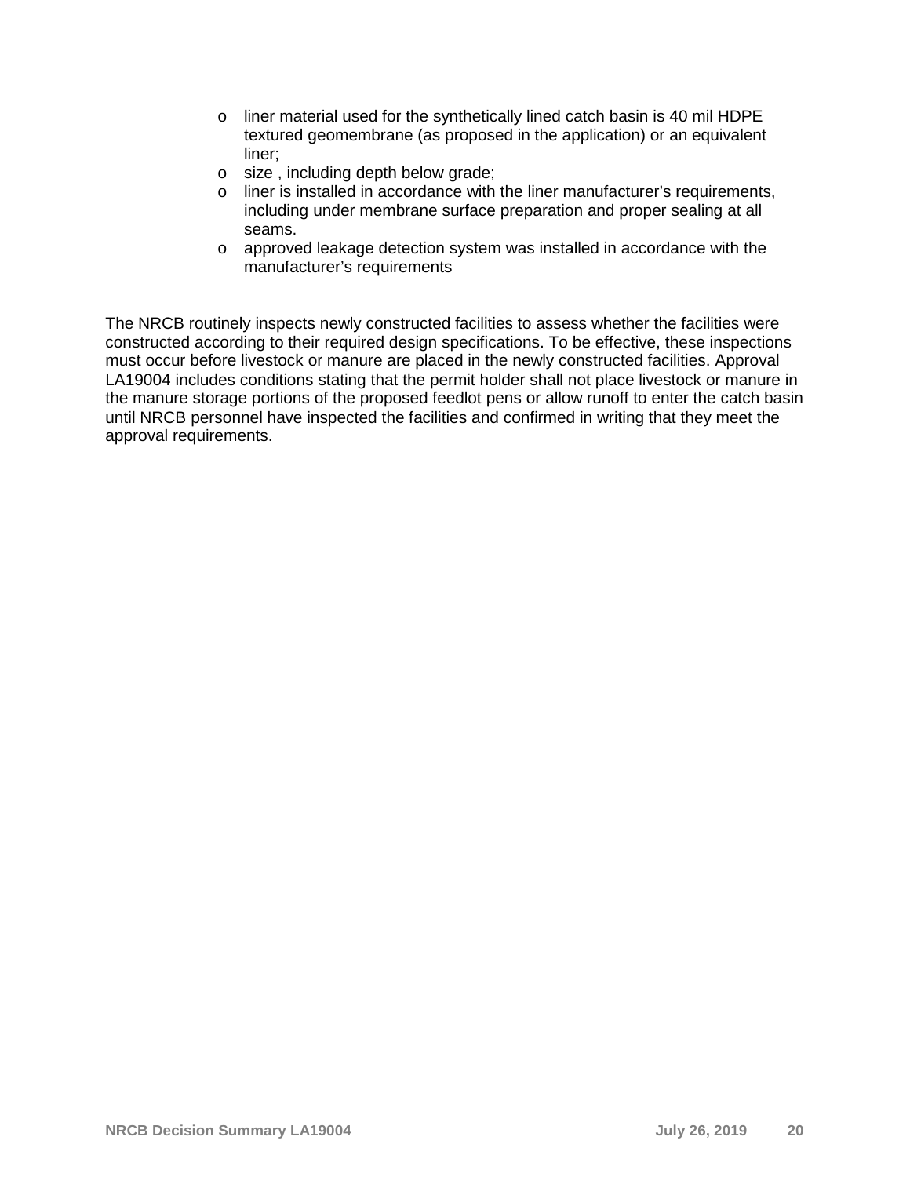- liner material used for the synthetically lined catch basin is 40 mil HDPE textured geomembrane (as proposed in the application) or an equivalent liner;
- size , including depth below grade;
- liner is installed in accordance with the liner manufacturer's requirements, including under membrane surface preparation and proper sealing at all seams.
- approved leakage detection system was installed in accordance with the manufacturer's requirements

The NRCB routinely inspects newly constructed facilities to assess whether the facilities were constructed according to their required design specifications. To be effective, these inspections must occur before livestock or manure are placed in the newly constructed facilities. Approval LA19004 includes conditions stating that the permit holder shall not place livestock or manure in the manure storage portions of the proposed feedlot pens or allow runoff to enter the catch basin until NRCB personnel have inspected the facilities and confirmed in writing that they meet the approval requirements.